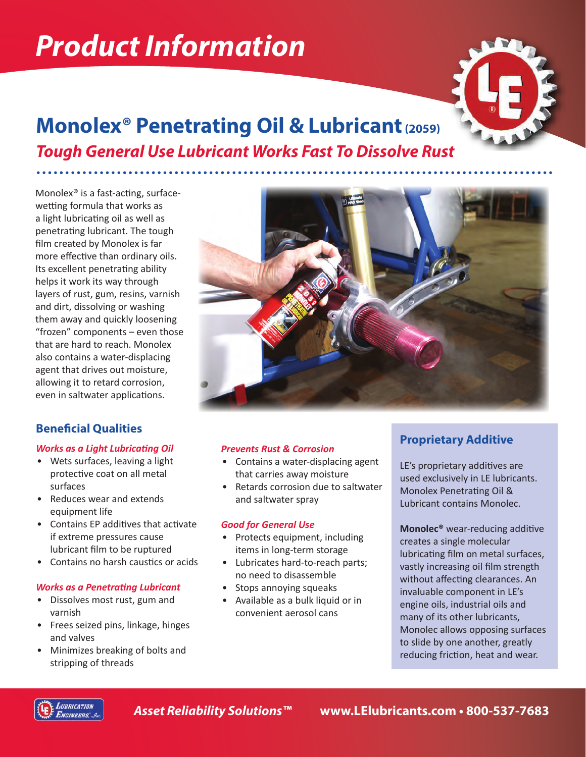# Product Information

## Monolex® Penetrating Oil & Lubricant (2059)

### *Tough General Use Lubricant Works Fast To Dissolve Rust*

Monolex® is a fast-acting, surface-wetting formula that works as a light lubricating oil as well as penetrating lubricant. The tough film created by Monolex is far more effective than ordinary oils. Its excellent penetrating ability helps it work its way through layers of rust, gum, resins, varnish and dirt, dissolving or washing them away and quickly loosening "frozen" components – even those that are hard to reach. Monolex also contains a water-displacing agent that drives out moisture, allowing it to retard corrosion, even in saltwater applications.

## Beneficial Qualities

#### *Works as a Light Lubricating Oil*

- Wets surfaces, leaving a light protective coat on all metal surfaces
- Reduces wear and extends equipment life
- Contains EP additives that activate if extreme pressures cause lubricant film to be ruptured
- Contains no harsh caustics or acids

#### *Works as a Penetrating Lubricant*

- Dissolves most rust, gum and varnish
- Frees seized pins, linkage, hinges and valves
- Minimizes breaking of bolts and stripping of threads

#### *Prevents Rust & Corrosion*

- Contains a water-displacing agent that carries away moisture
- Retards corrosion due to saltwater and saltwater spray

#### *Good for General Use*

- Protects equipment, including items in long-term storage
- Lubricates hard-to-reach parts; no need to disassemble
- Stops annoying squeaks
- Available as a bulk liquid or in convenient aerosol cans

## Proprietary Additive

LE's proprietary additives are used exclusively in LE lubricants. Monolex Penetrating Oil & Lubricant contains Monolec.

**Monolec®** wear-reducing additive creates a single molecular lubricating film on metal surfaces, vastly increasing oil film strength without affecting clearances. An invaluable component in LE's engine oils, industrial oils and many of its other lubricants, Monolec allows opposing surfaces to slide by one another, greatly reducing friction, heat and wear.

*Asset Reliability Solutions™* **www.LElubricants.com • 800-537-7683**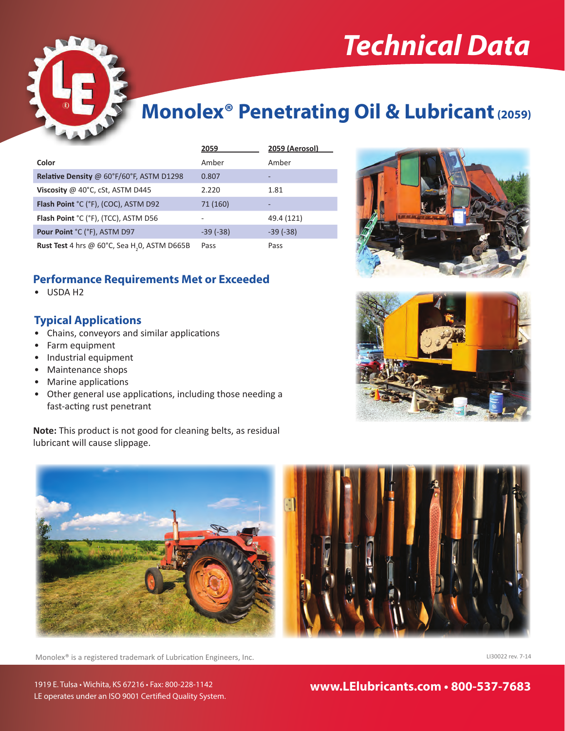# Technical Data

## Monolex® Penetrating Oil & Lubricant (2059)

| | 2059 | 2059 (Aerosol) |
|---|---|---|
| **Color** | Amber | Amber |
| **Relative Density** @ 60°F/60°F, ASTM D1298 | 0.807 | - |
| **Viscosity** @ 40°C, cSt, ASTM D445 | 2.220 | 1.81 |
| **Flash Point** °C (°F), (COC), ASTM D92 | 71 (160) | - |
| **Flash Point** °C (°F), (TCC), ASTM D56 | - | 49.4 (121) |
| **Pour Point** °C (°F), ASTM D97 | -39 (-38) | -39 (-38) |
| **Rust Test** 4 hrs @ 60°C, Sea $H_2O$, ASTM D665B | Pass | Pass |

### Performance Requirements Met or Exceeded

- USDA H2

### Typical Applications

- Chains, conveyors and similar applications
- Farm equipment
- Industrial equipment
- Maintenance shops
- Marine applications
- Other general use applications, including those needing a fast-acting rust penetrant

**Note:** This product is not good for cleaning belts, as residual lubricant will cause slippage.

Monolex® is a registered trademark of Lubrication Engineers, Inc.

LI30022 rev. 7-14

1919 E. Tulsa • Wichita, KS 67216 • Fax: 800-228-1142
LE operates under an ISO 9001 Certified Quality System.

**www.LElubricants.com • 800-537-7683**